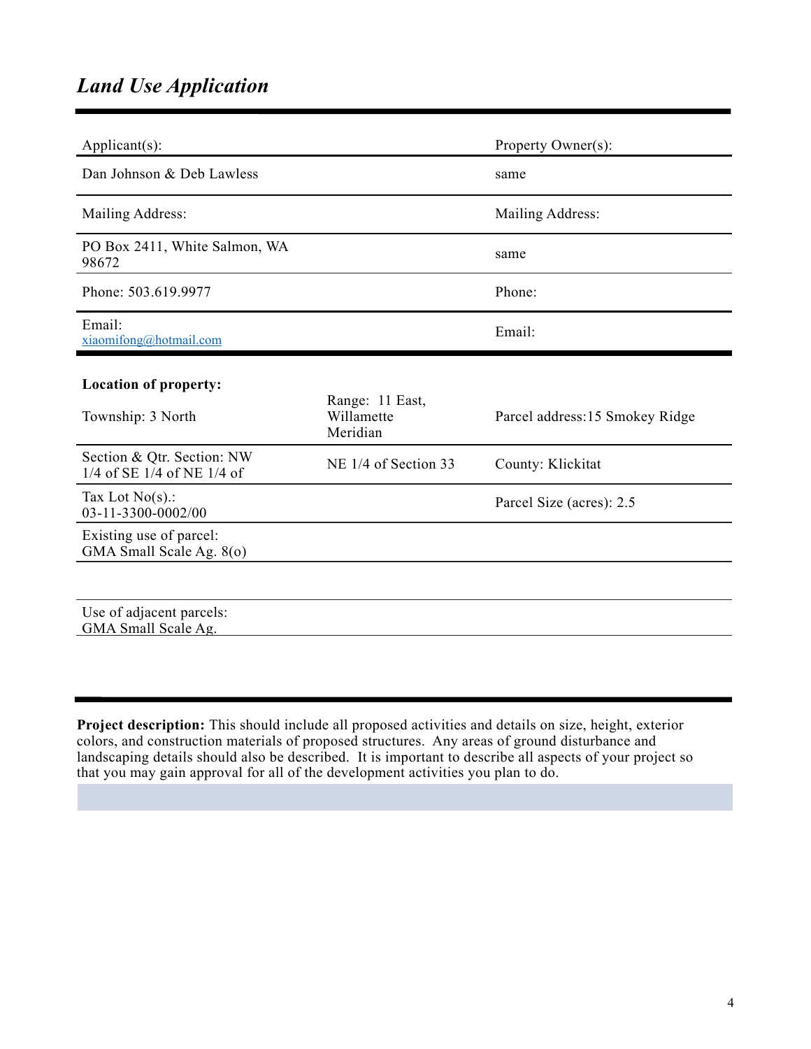## *Land Use Application*

| Applicant(s): | | Property Owner(s): |
|---|---|---|
| Dan Johnson & Deb Lawless | | same |
| Mailing Address: | | Mailing Address: |
| PO Box 2411, White Salmon, WA 98672 | | same |
| Phone: 503.619.9977 | | Phone: |
| Email: xiaomifong@hotmail.com | | Email: |

| **Location of property:** Township: 3 North | Range: 11 East, Willamette Meridian | Parcel address: 15 Smokey Ridge |
|---|---|---|
| Section & Qtr. Section: NW 1/4 of SE 1/4 of NE 1/4 of | NE 1/4 of Section 33 | County: Klickitat |
| Tax Lot No(s).: 03-11-3300-0002/00 | | Parcel Size (acres): 2.5 |
| Existing use of parcel: GMA Small Scale Ag. 8(o) | | |
| | | |
| Use of adjacent parcels: GMA Small Scale Ag. | | |

**Project description:** This should include all proposed activities and details on size, height, exterior colors, and construction materials of proposed structures. Any areas of ground disturbance and landscaping details should also be described. It is important to describe all aspects of your project so that you may gain approval for all of the development activities you plan to do.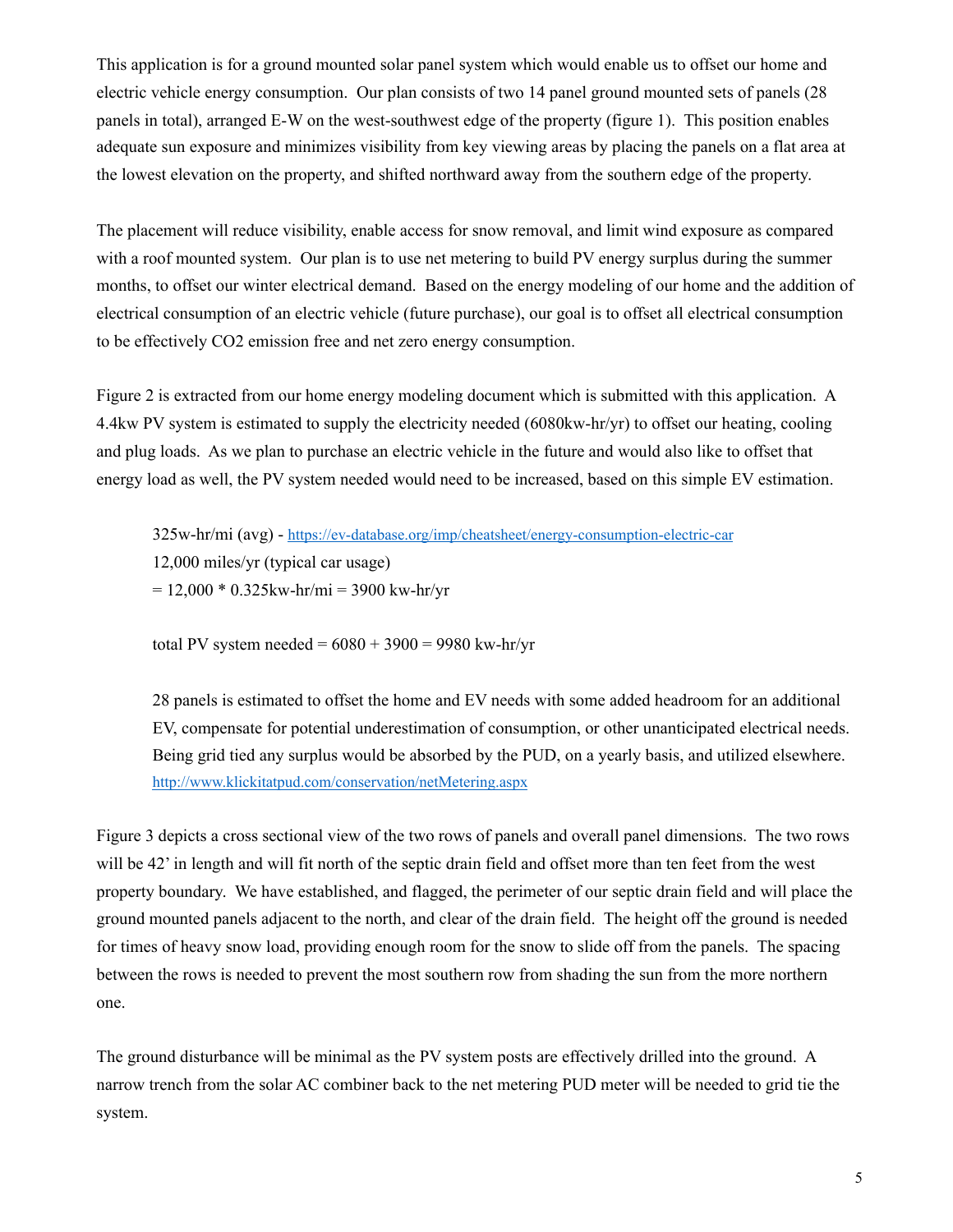This application is for a ground mounted solar panel system which would enable us to offset our home and electric vehicle energy consumption. Our plan consists of two 14 panel ground mounted sets of panels (28 panels in total), arranged E-W on the west-southwest edge of the property (figure 1). This position enables adequate sun exposure and minimizes visibility from key viewing areas by placing the panels on a flat area at the lowest elevation on the property, and shifted northward away from the southern edge of the property.

The placement will reduce visibility, enable access for snow removal, and limit wind exposure as compared with a roof mounted system. Our plan is to use net metering to build PV energy surplus during the summer months, to offset our winter electrical demand. Based on the energy modeling of our home and the addition of electrical consumption of an electric vehicle (future purchase), our goal is to offset all electrical consumption to be effectively $CO_2$ emission free and net zero energy consumption.

Figure 2 is extracted from our home energy modeling document which is submitted with this application. A 4.4kw PV system is estimated to supply the electricity needed (6080kw-hr/yr) to offset our heating, cooling and plug loads. As we plan to purchase an electric vehicle in the future and would also like to offset that energy load as well, the PV system needed would need to be increased, based on this simple EV estimation.

> 325w-hr/mi (avg) - https://ev-database.org/imp/cheatsheet/energy-consumption-electric-car
> 12,000 miles/yr (typical car usage)
> = 12,000 * 0.325kw-hr/mi = 3900 kw-hr/yr
>
> total PV system needed = 6080 + 3900 = 9980 kw-hr/yr
>
> 28 panels is estimated to offset the home and EV needs with some added headroom for an additional EV, compensate for potential underestimation of consumption, or other unanticipated electrical needs. Being grid tied any surplus would be absorbed by the PUD, on a yearly basis, and utilized elsewhere. http://www.klickitatpud.com/conservation/netMetering.aspx

Figure 3 depicts a cross sectional view of the two rows of panels and overall panel dimensions. The two rows will be 42' in length and will fit north of the septic drain field and offset more than ten feet from the west property boundary. We have established, and flagged, the perimeter of our septic drain field and will place the ground mounted panels adjacent to the north, and clear of the drain field. The height off the ground is needed for times of heavy snow load, providing enough room for the snow to slide off from the panels. The spacing between the rows is needed to prevent the most southern row from shading the sun from the more northern one.

The ground disturbance will be minimal as the PV system posts are effectively drilled into the ground. A narrow trench from the solar AC combiner back to the net metering PUD meter will be needed to grid tie the system.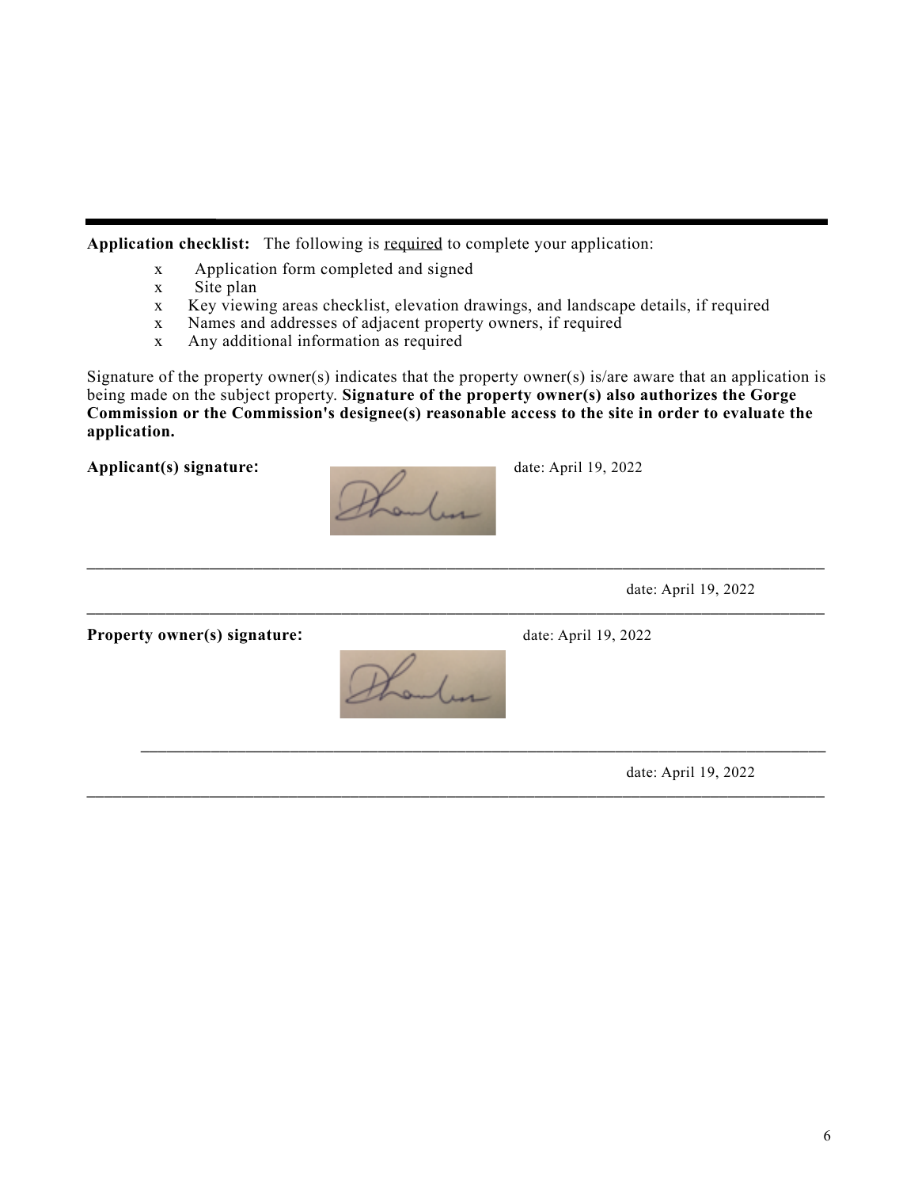**Application checklist:** The following is required to complete your application:

- x Application form completed and signed
- x Site plan
- x Key viewing areas checklist, elevation drawings, and landscape details, if required
- x Names and addresses of adjacent property owners, if required
- x Any additional information as required

Signature of the property owner(s) indicates that the property owner(s) is/are aware that an application is being made on the subject property. **Signature of the property owner(s) also authorizes the Gorge Commission or the Commission's designee(s) reasonable access to the site in order to evaluate the application.**

**Applicant(s) signature:** date: April 19, 2022

---

date: April 19, 2022

---

**Property owner(s) signature:** date: April 19, 2022

---

date: April 19, 2022

---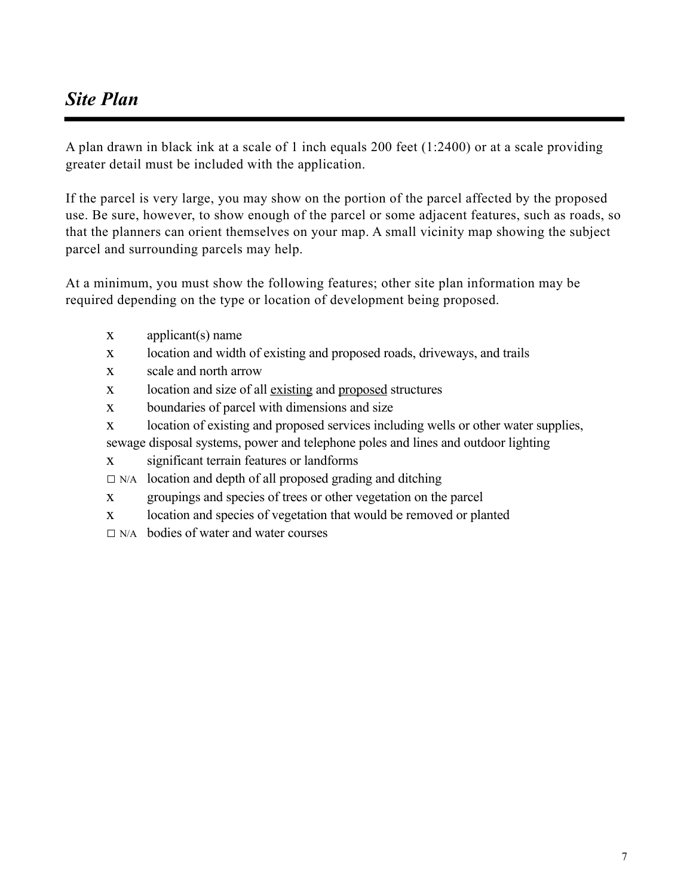# *Site Plan*

A plan drawn in black ink at a scale of 1 inch equals 200 feet (1:2400) or at a scale providing greater detail must be included with the application.

If the parcel is very large, you may show on the portion of the parcel affected by the proposed use. Be sure, however, to show enough of the parcel or some adjacent features, such as roads, so that the planners can orient themselves on your map. A small vicinity map showing the subject parcel and surrounding parcels may help.

At a minimum, you must show the following features; other site plan information may be required depending on the type or location of development being proposed.

- x applicant(s) name
- x location and width of existing and proposed roads, driveways, and trails
- x scale and north arrow
- x location and size of all <u>existing</u> and <u>proposed</u> structures
- x boundaries of parcel with dimensions and size
- x location of existing and proposed services including wells or other water supplies, sewage disposal systems, power and telephone poles and lines and outdoor lighting
- x significant terrain features or landforms
- □ N/A location and depth of all proposed grading and ditching
- x groupings and species of trees or other vegetation on the parcel
- x location and species of vegetation that would be removed or planted
- □ N/A bodies of water and water courses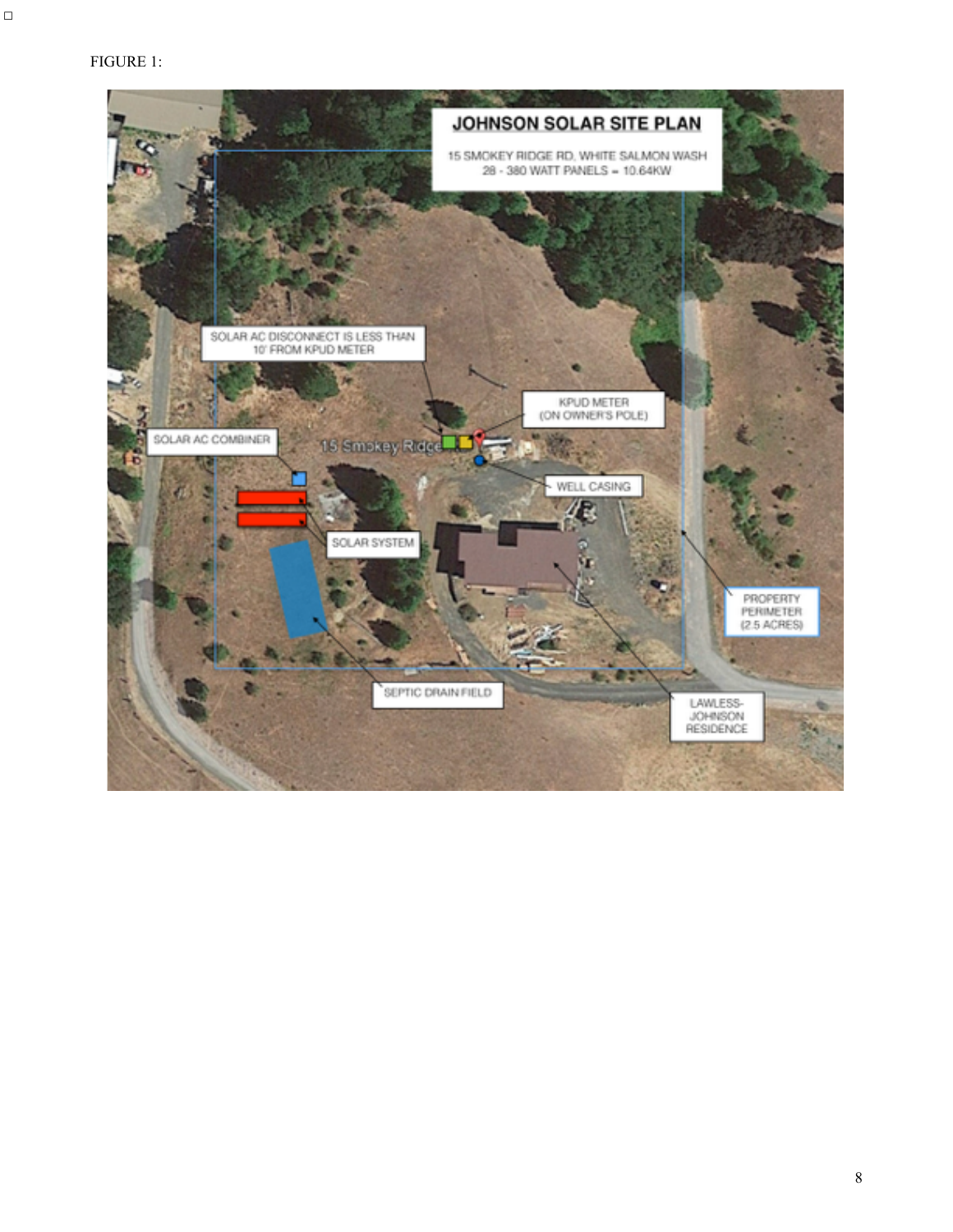FIGURE 1:

**JOHNSON SOLAR SITE PLAN**

15 SMOKEY RIDGE RD, WHITE SALMON WASH
28 - 380 WATT PANELS = 10.64KW

SOLAR AC DISCONNECT IS LESS THAN 10' FROM KPUD METER

KPUD METER (ON OWNER'S POLE)

15 Smokey Ridge

SOLAR AC COMBINER

WELL CASING

SOLAR SYSTEM

PROPERTY PERIMETER (2.5 ACRES)

SEPTIC DRAIN FIELD

LAWLESS-JOHNSON RESIDENCE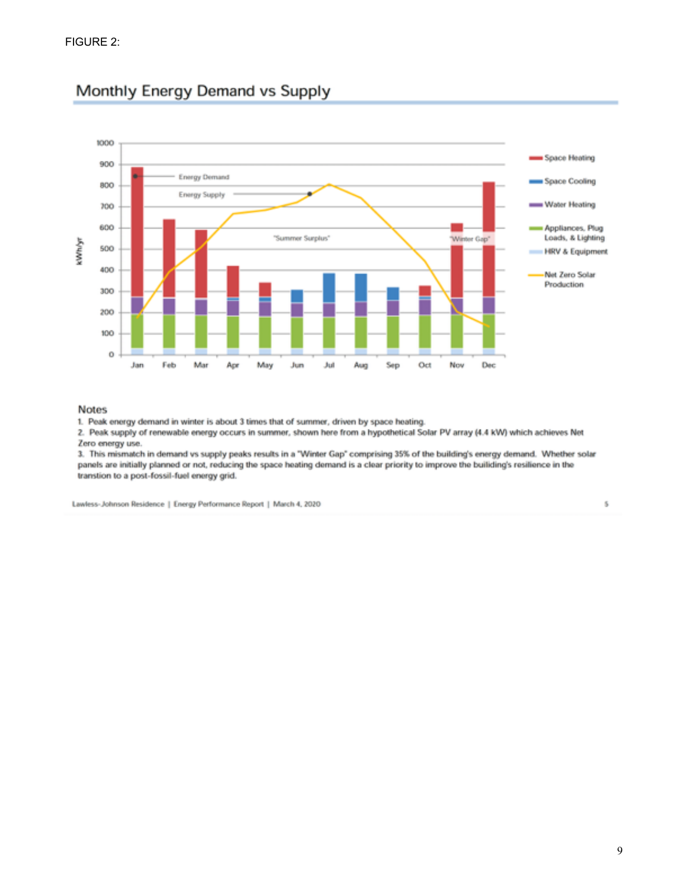FIGURE 2:

## Monthly Energy Demand vs Supply

Notes

1. Peak energy demand in winter is about 3 times that of summer, driven by space heating.
2. Peak supply of renewable energy occurs in summer, shown here from a hypothetical Solar PV array (4.4 kW) which achieves Net Zero energy use.
3. This mismatch in demand vs supply peaks results in a "Winter Gap" comprising 35% of the building's energy demand. Whether solar panels are initially planned or not, reducing the space heating demand is a clear priority to improve the builiding's resilience in the transtion to a post-fossil-fuel energy grid.

Lawless-Johnson Residence | Energy Performance Report | March 4, 2020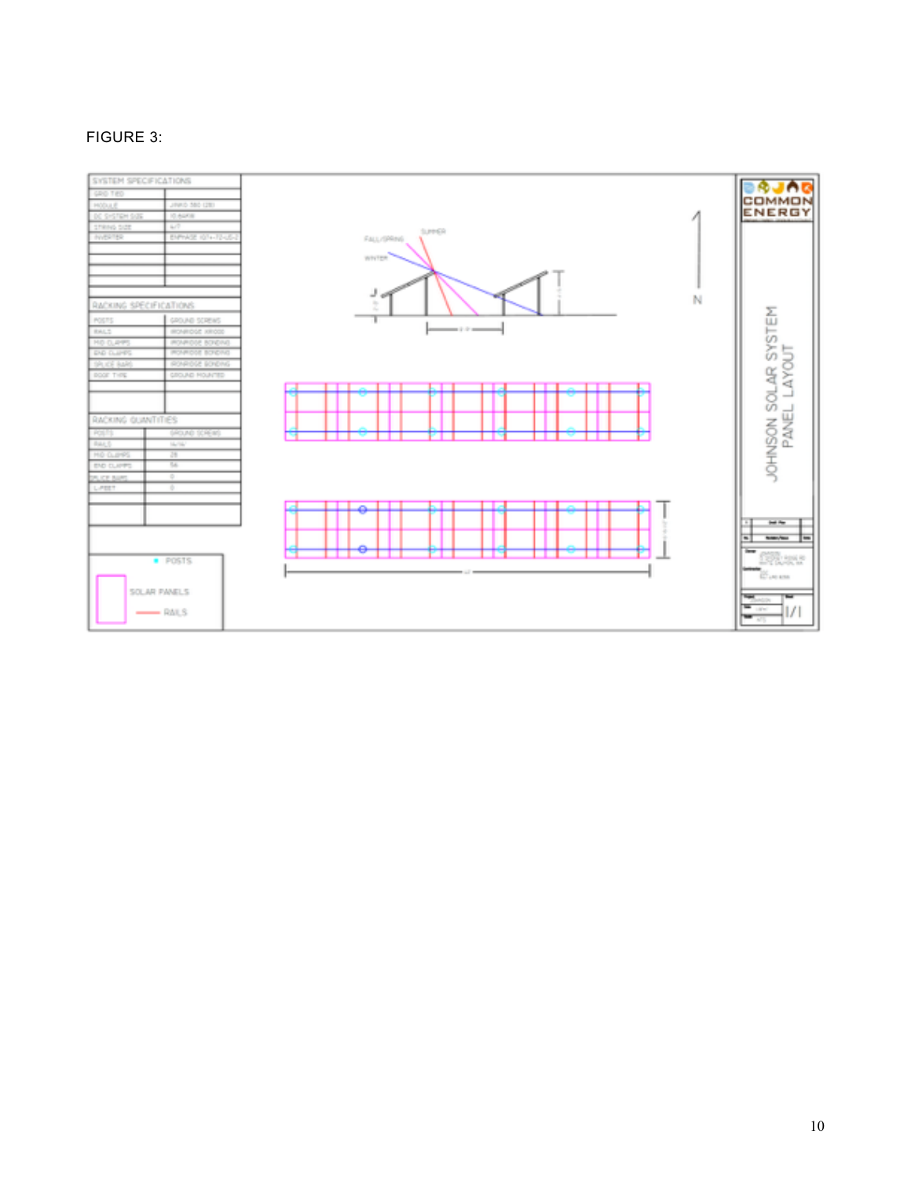FIGURE 3:

| SYSTEM SPECIFICATIONS | |
|---|---|
| GRID TIED | |
| MODULE | JINKO 380 (28) |
| DC SYSTEM SIZE | 10.64KW |
| STRING SIZE | 4/7 |
| INVERTER | ENPHASE IQ7+-72-US-2 |

| RACKING SPECIFICATIONS | |
|---|---|
| POSTS | GROUND SCREWS |
| RAILS | IRONRIDGE XR1000 |
| MID CLAMPS | IRONRIDGE BONDING |
| END CLAMPS | IRONRIDGE BONDING |
| SPLICE BARS | IRONRIDGE BONDING |
| ROOF TYPE | GROUND MOUNTED |

| RACKING QUANTITIES | |
|---|---|
| POSTS | GROUND SCREWS |
| RAILS | 14/14 |
| MID CLAMPS | 28 |
| END CLAMPS | 56 |
| SPLICE BARS | 0 |
| L-FEET | 0 |

FALL/SPRING

SUMMER

WINTER

N

POSTS

SOLAR PANELS

RAILS

COMMON ENERGY

JOHNSON SOLAR SYSTEM PANEL LAYOUT

1/1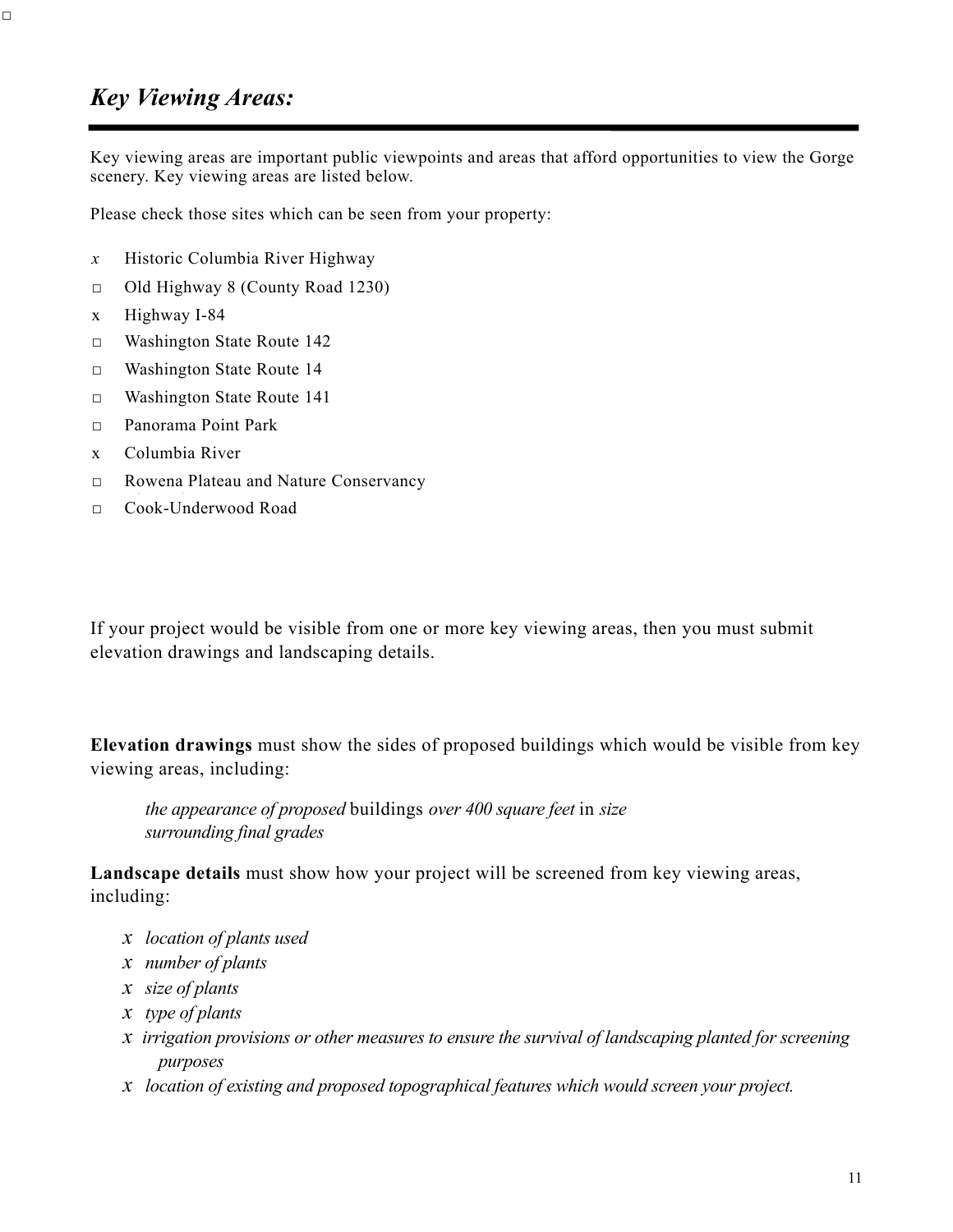## *Key Viewing Areas:*

Key viewing areas are important public viewpoints and areas that afford opportunities to view the Gorge scenery. Key viewing areas are listed below.

Please check those sites which can be seen from your property:

- *x* Historic Columbia River Highway
- □ Old Highway 8 (County Road 1230)
- x Highway I-84
- □ Washington State Route 142
- □ Washington State Route 14
- □ Washington State Route 141
- □ Panorama Point Park
- x Columbia River
- □ Rowena Plateau and Nature Conservancy
- □ Cook-Underwood Road

If your project would be visible from one or more key viewing areas, then you must submit elevation drawings and landscaping details.

**Elevation drawings** must show the sides of proposed buildings which would be visible from key viewing areas, including:

*the appearance of proposed* buildings *over 400 square feet* in *size*
*surrounding final grades*

**Landscape details** must show how your project will be screened from key viewing areas, including:

- *x location of plants used*
- *x number of plants*
- *x size of plants*
- *x type of plants*
- *x irrigation provisions or other measures to ensure the survival of landscaping planted for screening purposes*
- *x location of existing and proposed topographical features which would screen your project.*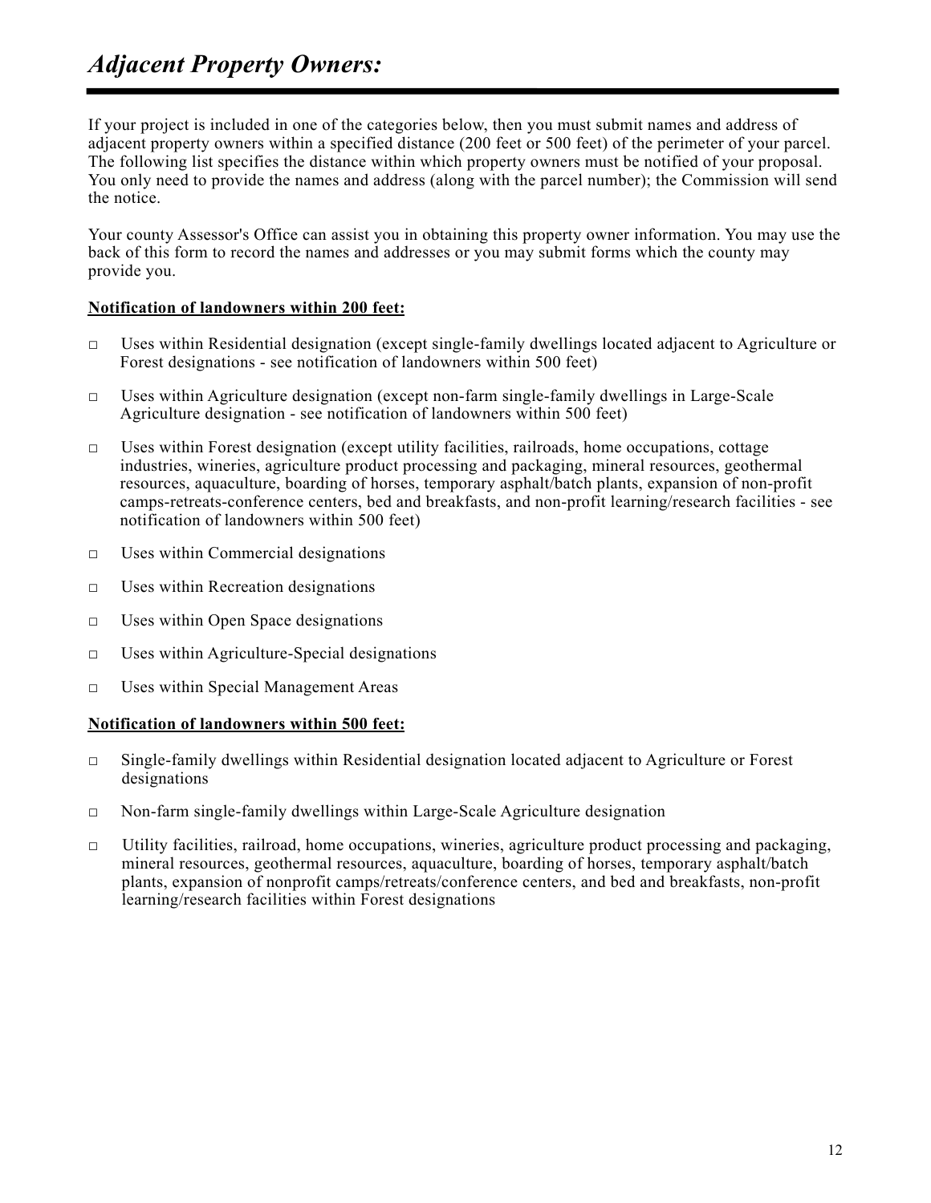# *Adjacent Property Owners:*

If your project is included in one of the categories below, then you must submit names and address of adjacent property owners within a specified distance (200 feet or 500 feet) of the perimeter of your parcel. The following list specifies the distance within which property owners must be notified of your proposal. You only need to provide the names and address (along with the parcel number); the Commission will send the notice.

Your county Assessor's Office can assist you in obtaining this property owner information. You may use the back of this form to record the names and addresses or you may submit forms which the county may provide you.

**Notification of landowners within 200 feet:**

- ☐ Uses within Residential designation (except single-family dwellings located adjacent to Agriculture or Forest designations - see notification of landowners within 500 feet)
- ☐ Uses within Agriculture designation (except non-farm single-family dwellings in Large-Scale Agriculture designation - see notification of landowners within 500 feet)
- ☐ Uses within Forest designation (except utility facilities, railroads, home occupations, cottage industries, wineries, agriculture product processing and packaging, mineral resources, geothermal resources, aquaculture, boarding of horses, temporary asphalt/batch plants, expansion of non-profit camps-retreats-conference centers, bed and breakfasts, and non-profit learning/research facilities - see notification of landowners within 500 feet)
- ☐ Uses within Commercial designations
- ☐ Uses within Recreation designations
- ☐ Uses within Open Space designations
- ☐ Uses within Agriculture-Special designations
- ☐ Uses within Special Management Areas

**Notification of landowners within 500 feet:**

- ☐ Single-family dwellings within Residential designation located adjacent to Agriculture or Forest designations
- ☐ Non-farm single-family dwellings within Large-Scale Agriculture designation
- ☐ Utility facilities, railroad, home occupations, wineries, agriculture product processing and packaging, mineral resources, geothermal resources, aquaculture, boarding of horses, temporary asphalt/batch plants, expansion of nonprofit camps/retreats/conference centers, and bed and breakfasts, non-profit learning/research facilities within Forest designations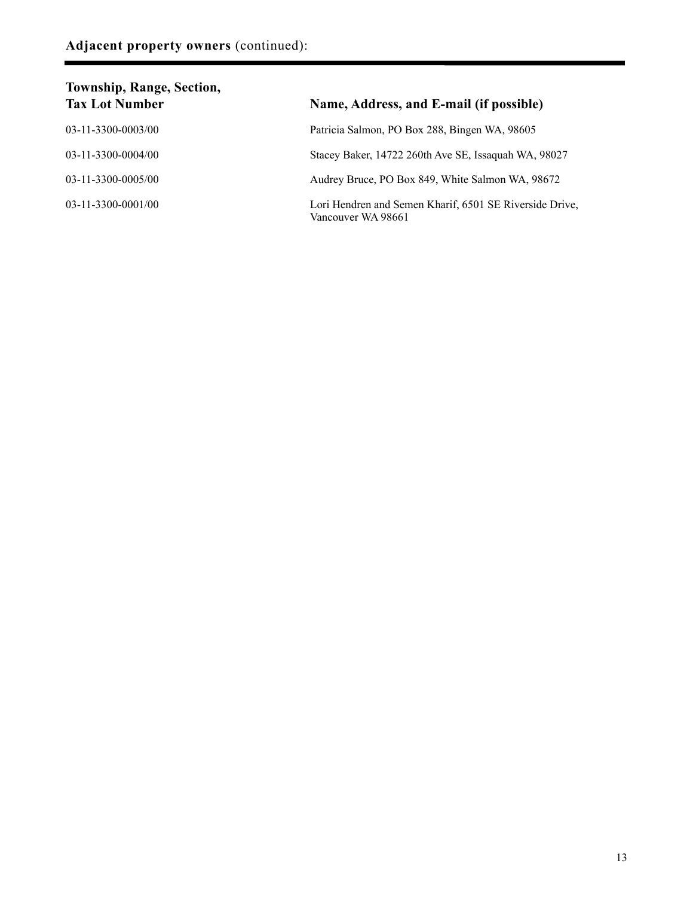## **Adjacent property owners** (continued):

| Township, Range, Section, Tax Lot Number | Name, Address, and E-mail (if possible) |
|---|---|
| 03-11-3300-0003/00 | Patricia Salmon, PO Box 288, Bingen WA, 98605 |
| 03-11-3300-0004/00 | Stacey Baker, 14722 260th Ave SE, Issaquah WA, 98027 |
| 03-11-3300-0005/00 | Audrey Bruce, PO Box 849, White Salmon WA, 98672 |
| 03-11-3300-0001/00 | Lori Hendren and Semen Kharif, 6501 SE Riverside Drive, Vancouver WA 98661 |